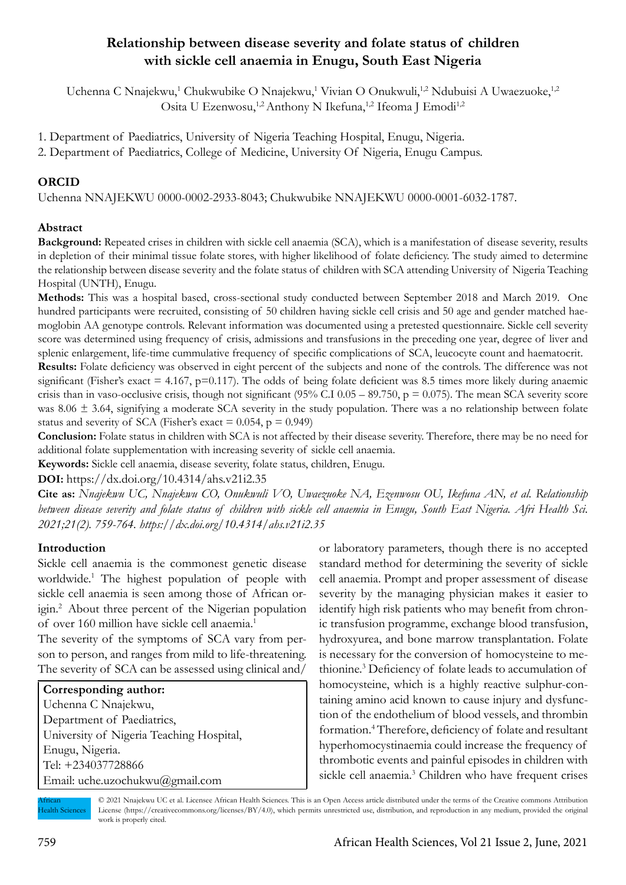# Relationship between disease severity and folate status of children with sickle cell anaemia in Enugu, South East Nigeria

Uchenna C Nnajekwu,[1] Chukwubike O Nnajekwu,[1] Vivian O Onukwuli,[1,2] Ndubuisi A Uwaezuoke,[1,2] Osita U Ezenwosu,[1,2] Anthony N Ikefuna,[1,2] Ifeoma J Emodi[1,2]

1. Department of Paediatrics, University of Nigeria Teaching Hospital, Enugu, Nigeria.
2. Department of Paediatrics, College of Medicine, University Of Nigeria, Enugu Campus.

## ORCID

Uchenna NNAJEKWU 0000-0002-2933-8043; Chukwubike NNAJEKWU 0000-0001-6032-1787.

## Abstract

**Background:** Repeated crises in children with sickle cell anaemia (SCA), which is a manifestation of disease severity, results in depletion of their minimal tissue folate stores, with higher likelihood of folate deficiency. The study aimed to determine the relationship between disease severity and the folate status of children with SCA attending University of Nigeria Teaching Hospital (UNTH), Enugu.

**Methods:** This was a hospital based, cross-sectional study conducted between September 2018 and March 2019. One hundred participants were recruited, consisting of 50 children having sickle cell crisis and 50 age and gender matched haemoglobin AA genotype controls. Relevant information was documented using a pretested questionnaire. Sickle cell severity score was determined using frequency of crisis, admissions and transfusions in the preceding one year, degree of liver and splenic enlargement, life-time cummulative frequency of specific complications of SCA, leucocyte count and haematocrit.

**Results:** Folate deficiency was observed in eight percent of the subjects and none of the controls. The difference was not significant (Fisher's exact = 4.167, p=0.117). The odds of being folate deficient was 8.5 times more likely during anaemic crisis than in vaso-occlusive crisis, though not significant (95% C.I 0.05 – 89.750, p = 0.075). The mean SCA severity score was 8.06 ± 3.64, signifying a moderate SCA severity in the study population. There was a no relationship between folate status and severity of SCA (Fisher's exact = 0.054, p = 0.949)

**Conclusion:** Folate status in children with SCA is not affected by their disease severity. Therefore, there may be no need for additional folate supplementation with increasing severity of sickle cell anaemia.

**Keywords:** Sickle cell anaemia, disease severity, folate status, children, Enugu.

**DOI:** https://dx.doi.org/10.4314/ahs.v21i2.35

**Cite as:** *Nnajekwu UC, Nnajekwu CO, Onukwuli VO, Uwaezuoke NA, Ezenwosu OU, Ikefuna AN, et al. Relationship between disease severity and folate status of children with sickle cell anaemia in Enugu, South East Nigeria. Afri Health Sci. 2021;21(2). 759-764. https://dx.doi.org/10.4314/ahs.v21i2.35*

## Introduction

Sickle cell anaemia is the commonest genetic disease worldwide.[1] The highest population of people with sickle cell anaemia is seen among those of African origin.[2] About three percent of the Nigerian population of over 160 million have sickle cell anaemia.[1]

The severity of the symptoms of SCA vary from person to person, and ranges from mild to life-threatening. The severity of SCA can be assessed using clinical and/or laboratory parameters, though there is no accepted standard method for determining the severity of sickle cell anaemia. Prompt and proper assessment of disease severity by the managing physician makes it easier to identify high risk patients who may benefit from chronic transfusion programme, exchange blood transfusion, hydroxyurea, and bone marrow transplantation. Folate is necessary for the conversion of homocysteine to methionine.[3] Deficiency of folate leads to accumulation of homocysteine, which is a highly reactive sulphur-containing amino acid known to cause injury and dysfunction of the endothelium of blood vessels, and thrombin formation.[4] Therefore, deficiency of folate and resultant hyperhomocystinaemia could increase the frequency of thrombotic events and painful episodes in children with sickle cell anaemia.[3] Children who have frequent crises

**Corresponding author:**
Uchenna C Nnajekwu,
Department of Paediatrics,
University of Nigeria Teaching Hospital,
Enugu, Nigeria.
Tel: +234037728866
Email: uche.uzochukwu@gmail.com

© 2021 Nnajekwu UC et al. Licensee African Health Sciences. This is an Open Access article distributed under the terms of the Creative commons Attribution License (https://creativecommons.org/licenses/BY/4.0), which permits unrestricted use, distribution, and reproduction in any medium, provided the original work is properly cited.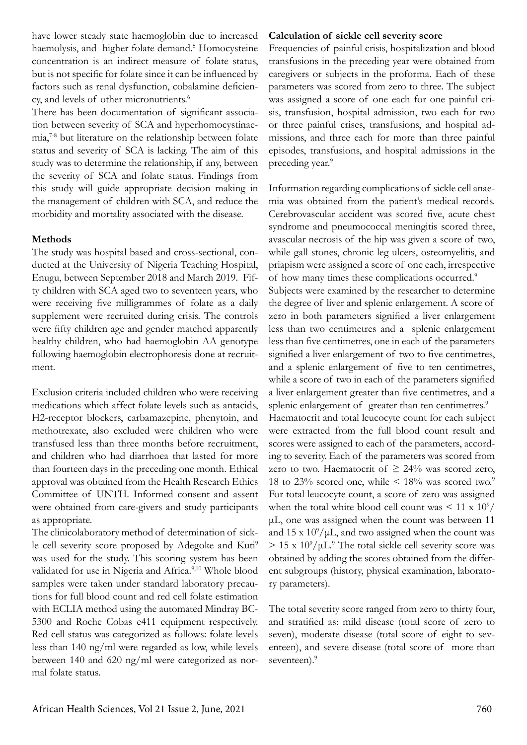have lower steady state haemoglobin due to increased haemolysis, and higher folate demand.[5] Homocysteine concentration is an indirect measure of folate status, but is not specific for folate since it can be influenced by factors such as renal dysfunction, cobalamine deficiency, and levels of other micronutrients.[6]

There has been documentation of significant association between severity of SCA and hyperhomocystinaemia,[7-8] but literature on the relationship between folate status and severity of SCA is lacking. The aim of this study was to determine the relationship, if any, between the severity of SCA and folate status. Findings from this study will guide appropriate decision making in the management of children with SCA, and reduce the morbidity and mortality associated with the disease.

**Methods**

The study was hospital based and cross-sectional, conducted at the University of Nigeria Teaching Hospital, Enugu, between September 2018 and March 2019. Fifty children with SCA aged two to seventeen years, who were receiving five milligrammes of folate as a daily supplement were recruited during crisis. The controls were fifty children age and gender matched apparently healthy children, who had haemoglobin AA genotype following haemoglobin electrophoresis done at recruitment.

Exclusion criteria included children who were receiving medications which affect folate levels such as antacids, H2-receptor blockers, carbamazepine, phenytoin, and methotrexate, also excluded were children who were transfused less than three months before recruitment, and children who had diarrhoea that lasted for more than fourteen days in the preceding one month. Ethical approval was obtained from the Health Research Ethics Committee of UNTH. Informed consent and assent were obtained from care-givers and study participants as appropriate.

The clinicolaboratory method of determination of sickle cell severity score proposed by Adegoke and Kuti[9] was used for the study. This scoring system has been validated for use in Nigeria and Africa.[9,10] Whole blood samples were taken under standard laboratory precautions for full blood count and red cell folate estimation with ECLIA method using the automated Mindray BC-5300 and Roche Cobas e411 equipment respectively. Red cell status was categorized as follows: folate levels less than 140 ng/ml were regarded as low, while levels between 140 and 620 ng/ml were categorized as normal folate status.

**Calculation of sickle cell severity score**

Frequencies of painful crisis, hospitalization and blood transfusions in the preceding year were obtained from caregivers or subjects in the proforma. Each of these parameters was scored from zero to three. The subject was assigned a score of one each for one painful crisis, transfusion, hospital admission, two each for two or three painful crises, transfusions, and hospital admissions, and three each for more than three painful episodes, transfusions, and hospital admissions in the preceding year.[9]

Information regarding complications of sickle cell anaemia was obtained from the patient's medical records. Cerebrovascular accident was scored five, acute chest syndrome and pneumococcal meningitis scored three, avascular necrosis of the hip was given a score of two, while gall stones, chronic leg ulcers, osteomyelitis, and priapism were assigned a score of one each, irrespective of how many times these complications occurred.[9]

Subjects were examined by the researcher to determine the degree of liver and splenic enlargement. A score of zero in both parameters signified a liver enlargement less than two centimetres and a splenic enlargement less than five centimetres, one in each of the parameters signified a liver enlargement of two to five centimetres, and a splenic enlargement of five to ten centimetres, while a score of two in each of the parameters signified a liver enlargement greater than five centimetres, and a splenic enlargement of greater than ten centimetres.[9]

Haematocrit and total leucocyte count for each subject were extracted from the full blood count result and scores were assigned to each of the parameters, according to severity. Each of the parameters was scored from zero to two. Haematocrit of $\geq 24\%$ was scored zero, 18 to 23% scored one, while $< 18\%$ was scored two.[9] For total leucocyte count, a score of zero was assigned when the total white blood cell count was $< 11 \times 10^9/\mu L$, one was assigned when the count was between 11 and $15 \times 10^9/\mu L$, and two assigned when the count was $> 15 \times 10^9/\mu L$.[9] The total sickle cell severity score was obtained by adding the scores obtained from the different subgroups (history, physical examination, laboratory parameters).

The total severity score ranged from zero to thirty four, and stratified as: mild disease (total score of zero to seven), moderate disease (total score of eight to seventeen), and severe disease (total score of more than seventeen).[9]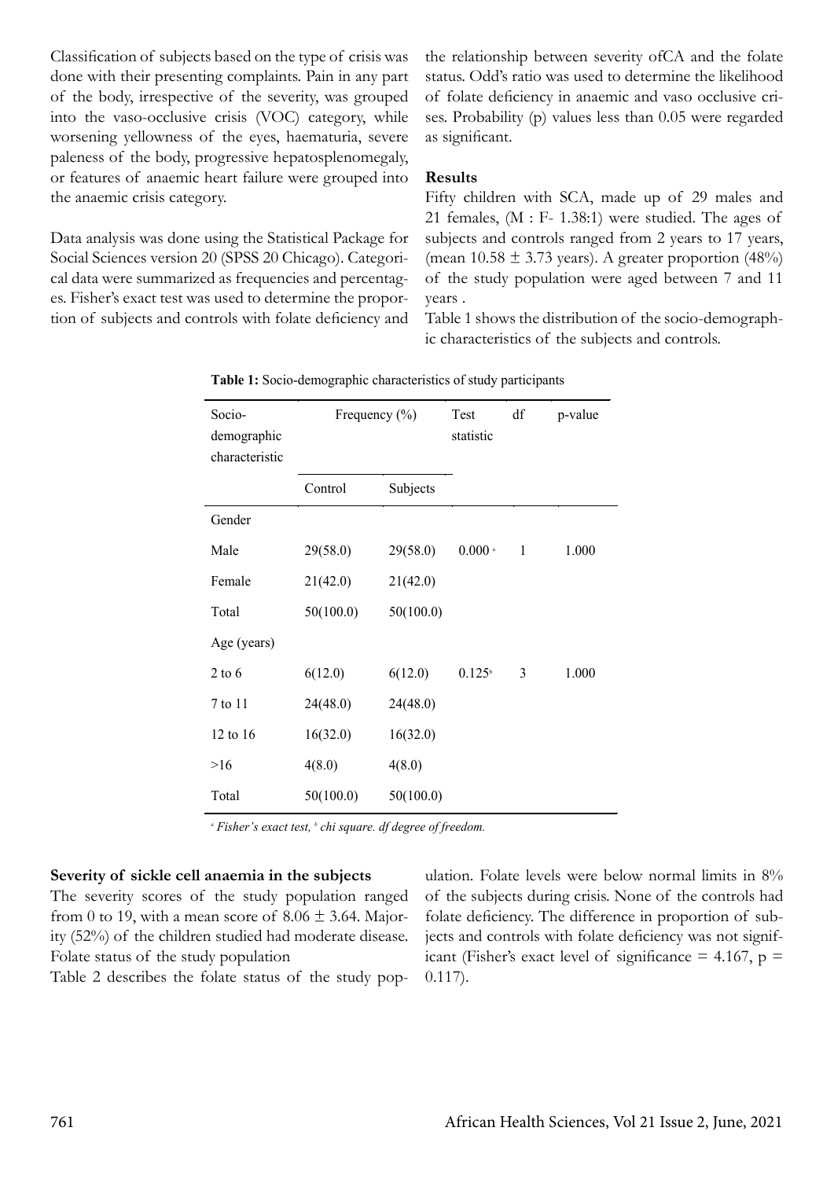Classification of subjects based on the type of crisis was done with their presenting complaints. Pain in any part of the body, irrespective of the severity, was grouped into the vaso-occlusive crisis (VOC) category, while worsening yellowness of the eyes, haematuria, severe paleness of the body, progressive hepatosplenomegaly, or features of anaemic heart failure were grouped into the anaemic crisis category.

Data analysis was done using the Statistical Package for Social Sciences version 20 (SPSS 20 Chicago). Categorical data were summarized as frequencies and percentages. Fisher's exact test was used to determine the proportion of subjects and controls with folate deficiency and the relationship between severity ofCA and the folate status. Odd's ratio was used to determine the likelihood of folate deficiency in anaemic and vaso occlusive crises. Probability (p) values less than 0.05 were regarded as significant.

**Results**

Fifty children with SCA, made up of 29 males and 21 females, (M : F- 1.38:1) were studied. The ages of subjects and controls ranged from 2 years to 17 years, (mean 10.58 ± 3.73 years). A greater proportion (48%) of the study population were aged between 7 and 11 years .

Table 1 shows the distribution of the socio-demographic characteristics of the subjects and controls.

**Table 1:** Socio-demographic characteristics of study participants

| Socio-demographic characteristic | Frequency (%) | | Test statistic | df | p-value |
|---|---|---|---|---|---|
| | Control | Subjects | | | |
| Gender | | | | | |
| Male | 29(58.0) | 29(58.0) | 0.000 [a] | 1 | 1.000 |
| Female | 21(42.0) | 21(42.0) | | | |
| Total | 50(100.0) | 50(100.0) | | | |
| Age (years) | | | | | |
| 2 to 6 | 6(12.0) | 6(12.0) | 0.125[b] | 3 | 1.000 |
| 7 to 11 | 24(48.0) | 24(48.0) | | | |
| 12 to 16 | 16(32.0) | 16(32.0) | | | |
| >16 | 4(8.0) | 4(8.0) | | | |
| Total | 50(100.0) | 50(100.0) | | | |

*[a] Fisher's exact test, [b] chi square. df degree of freedom.*

**Severity of sickle cell anaemia in the subjects**

The severity scores of the study population ranged from 0 to 19, with a mean score of 8.06 ± 3.64. Majority (52%) of the children studied had moderate disease.

Folate status of the study population

Table 2 describes the folate status of the study population. Folate levels were below normal limits in 8% of the subjects during crisis. None of the controls had folate deficiency. The difference in proportion of subjects and controls with folate deficiency was not significant (Fisher's exact level of significance = 4.167, p = 0.117).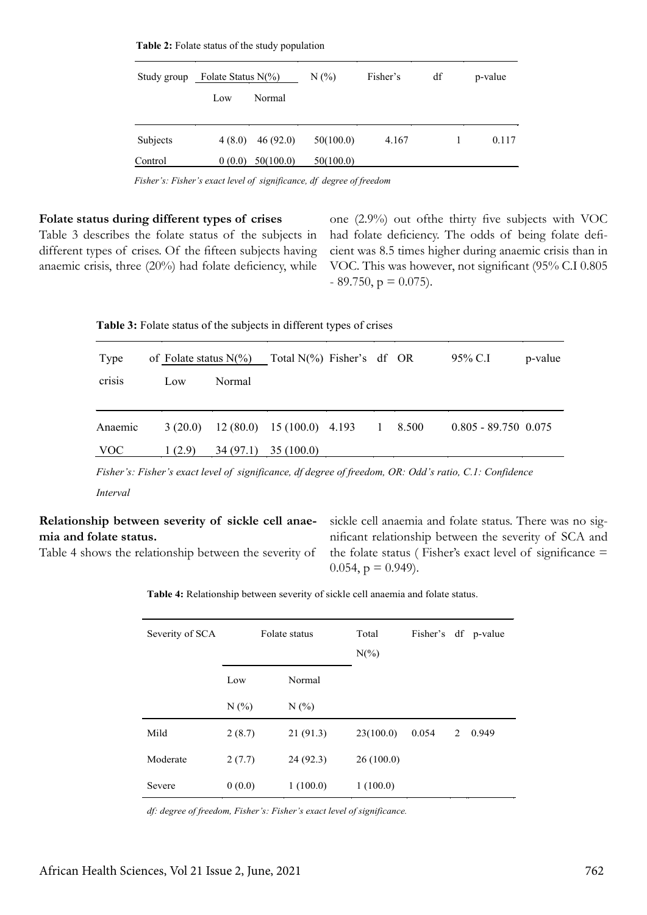**Table 2:** Folate status of the study population

| Study group | Folate Status N(%) | | N (%) | Fisher's | df | p-value |
|---|---|---|---|---|---|---|
| | Low | Normal | | | | |
| Subjects | 4 (8.0) | 46 (92.0) | 50(100.0) | 4.167 | 1 | 0.117 |
| Control | 0 (0.0) | 50(100.0) | 50(100.0) | | | |

*Fisher's: Fisher's exact level of significance, df degree of freedom*

**Folate status during different types of crises**

Table 3 describes the folate status of the subjects in different types of crises. Of the fifteen subjects having anaemic crisis, three (20%) had folate deficiency, while one (2.9%) out ofthe thirty five subjects with VOC had folate deficiency. The odds of being folate deficient was 8.5 times higher during anaemic crisis than in VOC. This was however, not significant (95% C.I 0.805 - 89.750, p = 0.075).

**Table 3:** Folate status of the subjects in different types of crises

| Type of crisis | Folate status N(%) | | Total N(%) | Fisher's | df | OR | 95% C.I | p-value |
|---|---|---|---|---|---|---|---|---|
| | Low | Normal | | | | | | |
| Anaemic | 3 (20.0) | 12 (80.0) | 15 (100.0) | 4.193 | 1 | 8.500 | 0.805 - 89.750 | 0.075 |
| VOC | 1 (2.9) | 34 (97.1) | 35 (100.0) | | | | | |

*Fisher's: Fisher's exact level of significance, df degree of freedom, OR: Odd's ratio, C.1: Confidence Interval*

**Relationship between severity of sickle cell anaemia and folate status.**

Table 4 shows the relationship between the severity of sickle cell anaemia and folate status. There was no significant relationship between the severity of SCA and the folate status ( Fisher's exact level of significance = 0.054, p = 0.949).

**Table 4:** Relationship between severity of sickle cell anaemia and folate status.

| Severity of SCA | Folate status | | Total N(%) | Fisher's | df | p-value |
|---|---|---|---|---|---|---|
| | Low N (%) | Normal N (%) | | | | |
| Mild | 2 (8.7) | 21 (91.3) | 23(100.0) | 0.054 | 2 | 0.949 |
| Moderate | 2 (7.7) | 24 (92.3) | 26 (100.0) | | | |
| Severe | 0 (0.0) | 1 (100.0) | 1 (100.0) | | | |

*df: degree of freedom, Fisher's: Fisher's exact level of significance.*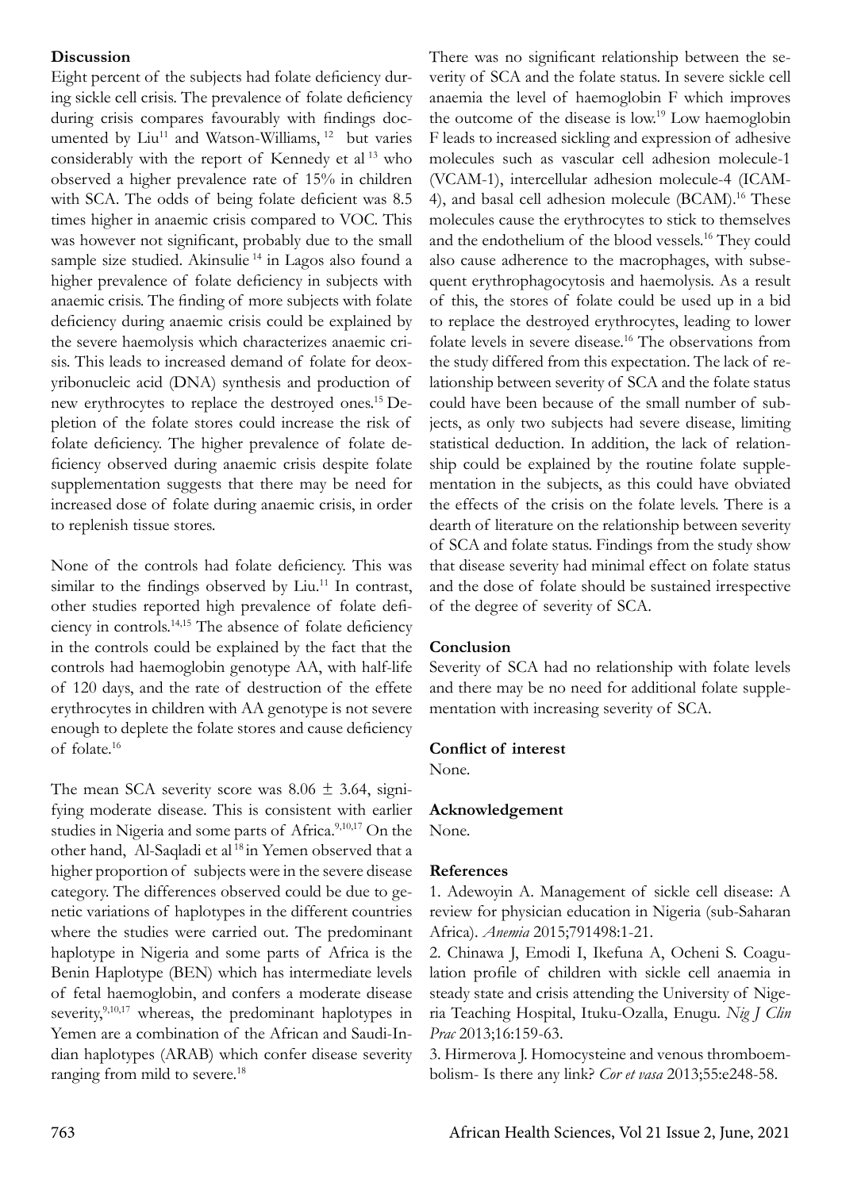## Discussion

Eight percent of the subjects had folate deficiency during sickle cell crisis. The prevalence of folate deficiency during crisis compares favourably with findings documented by Liu[11] and Watson-Williams, [12] but varies considerably with the report of Kennedy et al [13] who observed a higher prevalence rate of 15% in children with SCA. The odds of being folate deficient was 8.5 times higher in anaemic crisis compared to VOC. This was however not significant, probably due to the small sample size studied. Akinsulie [14] in Lagos also found a higher prevalence of folate deficiency in subjects with anaemic crisis. The finding of more subjects with folate deficiency during anaemic crisis could be explained by the severe haemolysis which characterizes anaemic crisis. This leads to increased demand of folate for deoxyribonucleic acid (DNA) synthesis and production of new erythrocytes to replace the destroyed ones.[15] Depletion of the folate stores could increase the risk of folate deficiency. The higher prevalence of folate deficiency observed during anaemic crisis despite folate supplementation suggests that there may be need for increased dose of folate during anaemic crisis, in order to replenish tissue stores.

None of the controls had folate deficiency. This was similar to the findings observed by Liu.[11] In contrast, other studies reported high prevalence of folate deficiency in controls.[14,15] The absence of folate deficiency in the controls could be explained by the fact that the controls had haemoglobin genotype AA, with half-life of 120 days, and the rate of destruction of the effete erythrocytes in children with AA genotype is not severe enough to deplete the folate stores and cause deficiency of folate.[16]

The mean SCA severity score was 8.06 ± 3.64, signifying moderate disease. This is consistent with earlier studies in Nigeria and some parts of Africa.[9,10,17] On the other hand, Al-Saqladi et al [18] in Yemen observed that a higher proportion of subjects were in the severe disease category. The differences observed could be due to genetic variations of haplotypes in the different countries where the studies were carried out. The predominant haplotype in Nigeria and some parts of Africa is the Benin Haplotype (BEN) which has intermediate levels of fetal haemoglobin, and confers a moderate disease severity,[9,10,17] whereas, the predominant haplotypes in Yemen are a combination of the African and Saudi-Indian haplotypes (ARAB) which confer disease severity ranging from mild to severe.[18]

There was no significant relationship between the severity of SCA and the folate status. In severe sickle cell anaemia the level of haemoglobin F which improves the outcome of the disease is low.[19] Low haemoglobin F leads to increased sickling and expression of adhesive molecules such as vascular cell adhesion molecule-1 (VCAM-1), intercellular adhesion molecule-4 (ICAM-4), and basal cell adhesion molecule (BCAM).[16] These molecules cause the erythrocytes to stick to themselves and the endothelium of the blood vessels.[16] They could also cause adherence to the macrophages, with subsequent erythrophagocytosis and haemolysis. As a result of this, the stores of folate could be used up in a bid to replace the destroyed erythrocytes, leading to lower folate levels in severe disease.[16] The observations from the study differed from this expectation. The lack of relationship between severity of SCA and the folate status could have been because of the small number of subjects, as only two subjects had severe disease, limiting statistical deduction. In addition, the lack of relationship could be explained by the routine folate supplementation in the subjects, as this could have obviated the effects of the crisis on the folate levels. There is a dearth of literature on the relationship between severity of SCA and folate status. Findings from the study show that disease severity had minimal effect on folate status and the dose of folate should be sustained irrespective of the degree of severity of SCA.

## Conclusion

Severity of SCA had no relationship with folate levels and there may be no need for additional folate supplementation with increasing severity of SCA.

## Conflict of interest

None.

## Acknowledgement

None.

## References

1. Adewoyin A. Management of sickle cell disease: A review for physician education in Nigeria (sub-Saharan Africa). *Anemia* 2015;791498:1-21.
2. Chinawa J, Emodi I, Ikefuna A, Ocheni S. Coagulation profile of children with sickle cell anaemia in steady state and crisis attending the University of Nigeria Teaching Hospital, Ituku-Ozalla, Enugu. *Nig J Clin Prac* 2013;16:159-63.
3. Hirmerova J. Homocysteine and venous thromboembolism- Is there any link? *Cor et vasa* 2013;55:e248-58.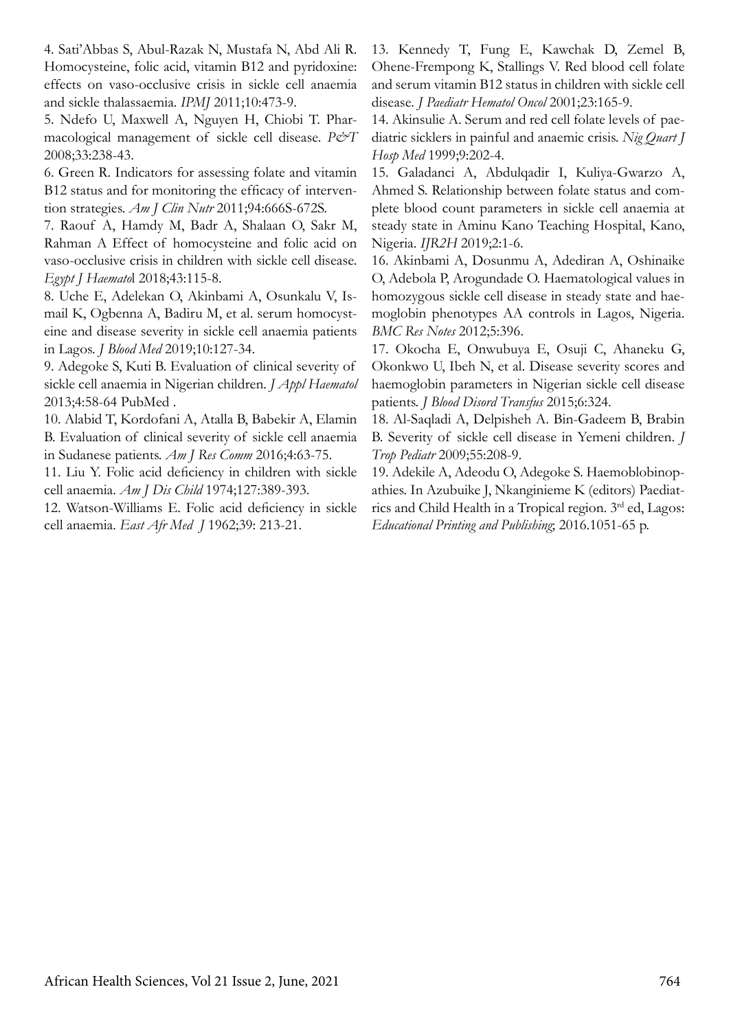4. Sati'Abbas S, Abul-Razak N, Mustafa N, Abd Ali R. Homocysteine, folic acid, vitamin B12 and pyridoxine: effects on vaso-occlusive crisis in sickle cell anaemia and sickle thalassaemia. *IPMJ* 2011;10:473-9.

5. Ndefo U, Maxwell A, Nguyen H, Chiobi T. Pharmacological management of sickle cell disease. *P&T* 2008;33:238-43.

6. Green R. Indicators for assessing folate and vitamin B12 status and for monitoring the efficacy of intervention strategies. *Am J Clin Nutr* 2011;94:666S-672S.

7. Raouf A, Hamdy M, Badr A, Shalaan O, Sakr M, Rahman A Effect of homocysteine and folic acid on vaso-occlusive crisis in children with sickle cell disease. *Egypt J Haematol* 2018;43:115-8.

8. Uche E, Adelekan O, Akinbami A, Osunkalu V, Ismail K, Ogbenna A, Badiru M, et al. serum homocysteine and disease severity in sickle cell anaemia patients in Lagos. *J Blood Med* 2019;10:127-34.

9. Adegoke S, Kuti B. Evaluation of clinical severity of sickle cell anaemia in Nigerian children. *J Appl Haematol* 2013;4:58-64 PubMed .

10. Alabid T, Kordofani A, Atalla B, Babekir A, Elamin B. Evaluation of clinical severity of sickle cell anaemia in Sudanese patients. *Am J Res Comm* 2016;4:63-75.

11. Liu Y. Folic acid deficiency in children with sickle cell anaemia. *Am J Dis Child* 1974;127:389-393.

12. Watson-Williams E. Folic acid deficiency in sickle cell anaemia. *East Afr Med J* 1962;39: 213-21.

13. Kennedy T, Fung E, Kawchak D, Zemel B, Ohene-Frempong K, Stallings V. Red blood cell folate and serum vitamin B12 status in children with sickle cell disease. *J Paediatr Hematol Oncol* 2001;23:165-9.

14. Akinsulie A. Serum and red cell folate levels of paediatric sicklers in painful and anaemic crisis. *Nig Quart J Hosp Med* 1999;9:202-4.

15. Galadanci A, Abdulqadir I, Kuliya-Gwarzo A, Ahmed S. Relationship between folate status and complete blood count parameters in sickle cell anaemia at steady state in Aminu Kano Teaching Hospital, Kano, Nigeria. *IJR2H* 2019;2:1-6.

16. Akinbami A, Dosunmu A, Adediran A, Oshinaike O, Adebola P, Arogundade O. Haematological values in homozygous sickle cell disease in steady state and haemoglobin phenotypes AA controls in Lagos, Nigeria. *BMC Res Notes* 2012;5:396.

17. Okocha E, Onwubuya E, Osuji C, Ahaneku G, Okonkwo U, Ibeh N, et al. Disease severity scores and haemoglobin parameters in Nigerian sickle cell disease patients. *J Blood Disord Transfus* 2015;6:324.

18. Al-Saqladi A, Delpisheh A. Bin-Gadeem B, Brabin B. Severity of sickle cell disease in Yemeni children. *J Trop Pediatr* 2009;55:208-9.

19. Adekile A, Adeodu O, Adegoke S. Haemoblobinopathies. In Azubuike J, Nkanginieme K (editors) Paediatrics and Child Health in a Tropical region. 3rd ed, Lagos: *Educational Printing and Publishing*; 2016.1051-65 p.